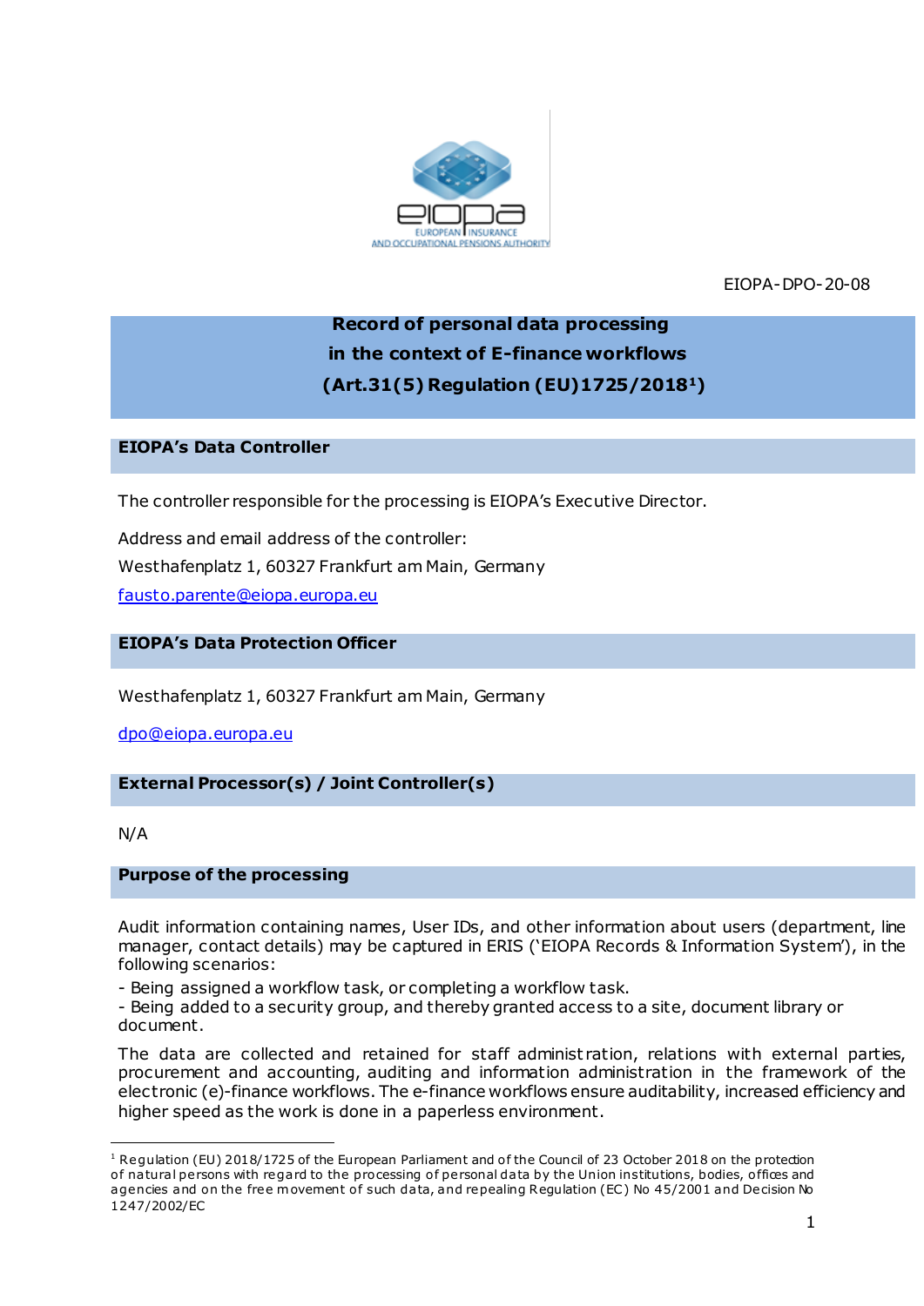EIOPA-DPO-20-08

# Record of personal data processing in the context of E-finance workflows (Art.31(5) Regulation (EU)1725/2018[1])

## EIOPA's Data Controller

The controller responsible for the processing is EIOPA's Executive Director.

Address and email address of the controller:
Westhafenplatz 1, 60327 Frankfurt am Main, Germany
fausto.parente@eiopa.europa.eu

## EIOPA's Data Protection Officer

Westhafenplatz 1, 60327 Frankfurt am Main, Germany

dpo@eiopa.europa.eu

## External Processor(s) / Joint Controller(s)

N/A

## Purpose of the processing

Audit information containing names, User IDs, and other information about users (department, line manager, contact details) may be captured in ERIS ('EIOPA Records & Information System'), in the following scenarios:

- Being assigned a workflow task, or completing a workflow task.
- Being added to a security group, and thereby granted access to a site, document library or document.

The data are collected and retained for staff administration, relations with external parties, procurement and accounting, auditing and information administration in the framework of the electronic (e)-finance workflows. The e-finance workflows ensure auditability, increased efficiency and higher speed as the work is done in a paperless environment.

[1] Regulation (EU) 2018/1725 of the European Parliament and of the Council of 23 October 2018 on the protection of natural persons with regard to the processing of personal data by the Union institutions, bodies, offices and agencies and on the free movement of such data, and repealing Regulation (EC) No 45/2001 and Decision No 1247/2002/EC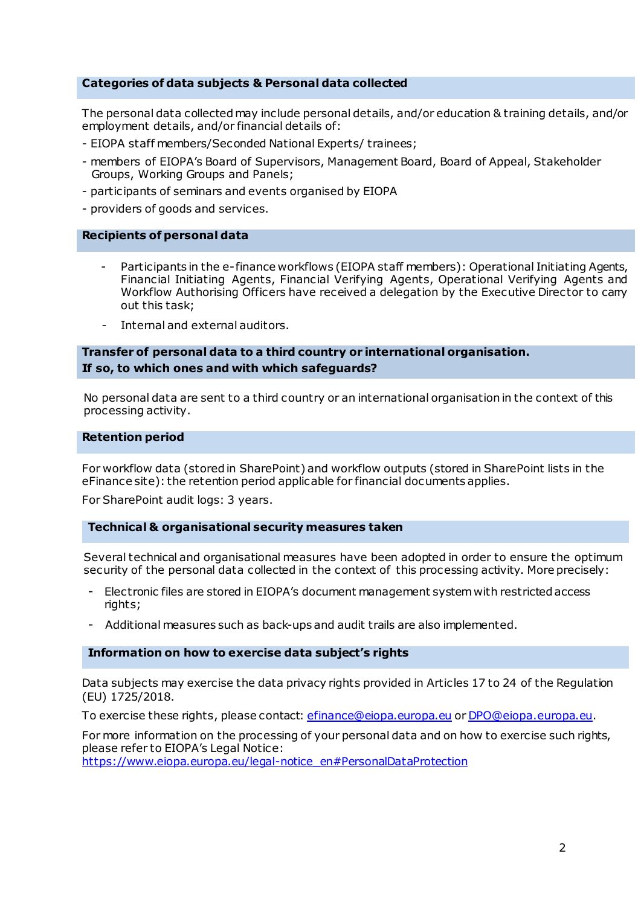## Categories of data subjects & Personal data collected

The personal data collected may include personal details, and/or education & training details, and/or employment details, and/or financial details of:

- EIOPA staff members/Seconded National Experts/ trainees;
- members of EIOPA's Board of Supervisors, Management Board, Board of Appeal, Stakeholder Groups, Working Groups and Panels;
- participants of seminars and events organised by EIOPA
- providers of goods and services.

## Recipients of personal data

- Participants in the e-finance workflows (EIOPA staff members): Operational Initiating Agents, Financial Initiating Agents, Financial Verifying Agents, Operational Verifying Agents and Workflow Authorising Officers have received a delegation by the Executive Director to carry out this task;
- Internal and external auditors.

## Transfer of personal data to a third country or international organisation. If so, to which ones and with which safeguards?

No personal data are sent to a third country or an international organisation in the context of this processing activity.

## Retention period

For workflow data (stored in SharePoint) and workflow outputs (stored in SharePoint lists in the eFinance site): the retention period applicable for financial documents applies.

For SharePoint audit logs: 3 years.

## Technical & organisational security measures taken

Several technical and organisational measures have been adopted in order to ensure the optimum security of the personal data collected in the context of this processing activity. More precisely:

- Electronic files are stored in EIOPA's document management system with restricted access rights;
- Additional measures such as back-ups and audit trails are also implemented.

## Information on how to exercise data subject's rights

Data subjects may exercise the data privacy rights provided in Articles 17 to 24 of the Regulation (EU) 1725/2018.

To exercise these rights, please contact: efinance@eiopa.europa.eu or DPO@eiopa.europa.eu.

For more information on the processing of your personal data and on how to exercise such rights, please refer to EIOPA's Legal Notice:
https://www.eiopa.europa.eu/legal-notice_en#PersonalDataProtection